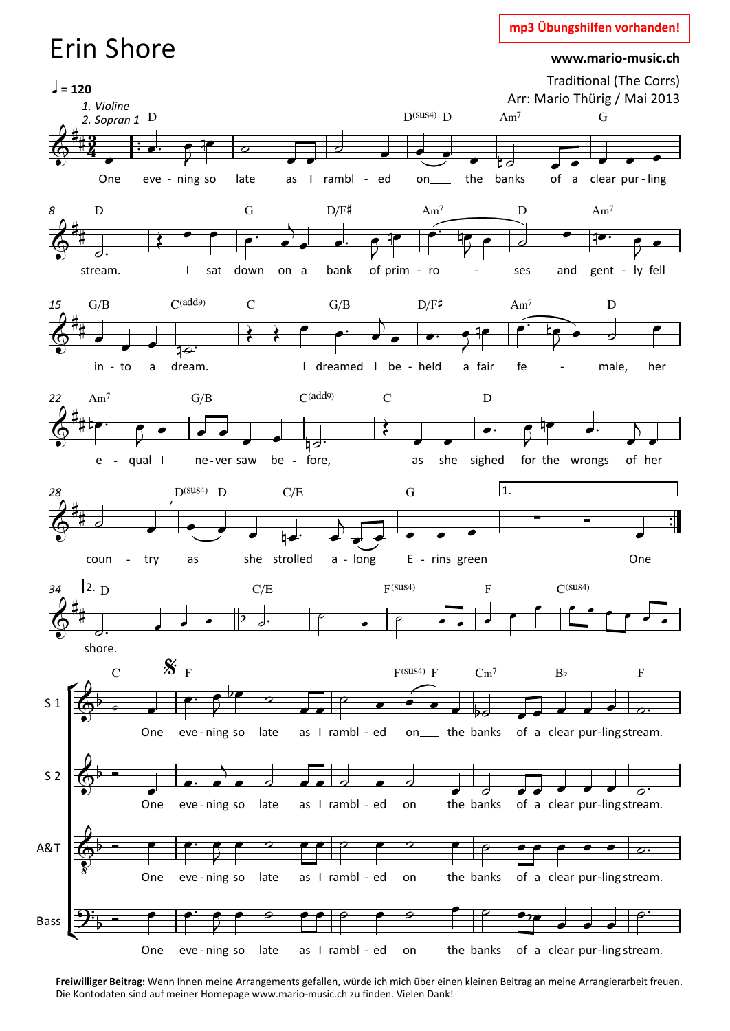# Erin Shore

mp3 Übungshilfen vorhanden!

**www.mario-music.ch**

Traditional (The Corrs)
Arr: Mario Thürig / Mai 2013

♩ = 120

*1. Violine*
*2. Sopran 1*

One eve - ning so late as I rambl - ed on the banks of a clear pur - ling stream. I sat down on a bank of prim - ro - ses and gent - ly fell in - to a dream. I dreamed I be - held a fair fe - male, her e - qual I ne - ver saw be - fore, as she sighed for the wrongs of her coun - try as she strolled a - long E - rins green One

shore.

S 1: One eve - ning so late as I rambl - ed on the banks of a clear pur - ling stream.

S 2: One eve - ning so late as I rambl - ed on the banks of a clear pur - ling stream.

A&T: One eve - ning so late as I rambl - ed on the banks of a clear pur - ling stream.

Bass: One eve - ning so late as I rambl - ed on the banks of a clear pur - ling stream.

**Freiwilliger Beitrag:** Wenn Ihnen meine Arrangements gefallen, würde ich mich über einen kleinen Beitrag an meine Arrangierarbeit freuen. Die Kontodaten sind auf meiner Homepage www.mario-music.ch zu finden. Vielen Dank!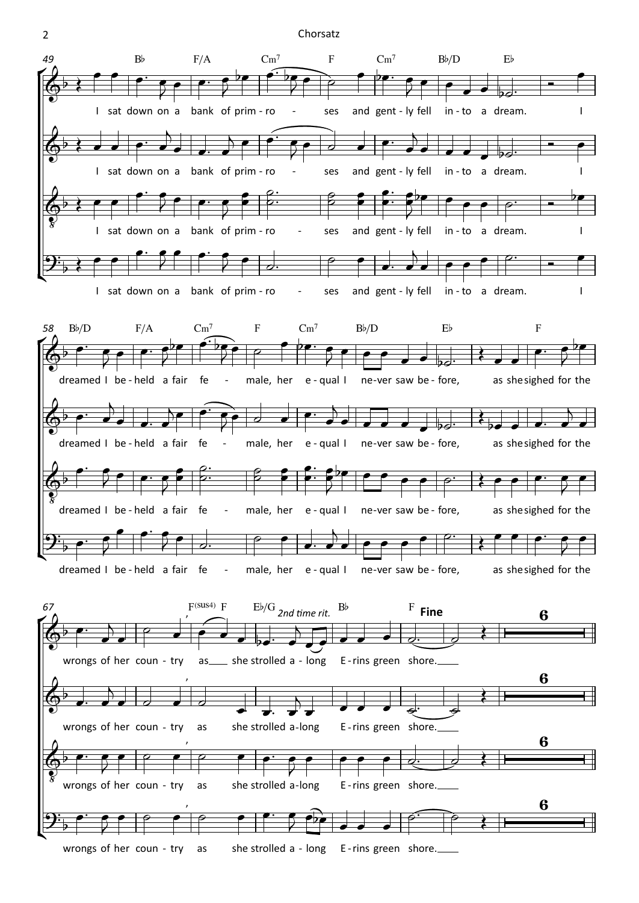49

B♭ F/A Cm7 F Cm7 B♭/D E♭

I sat down on a bank of prim - ro - ses and gent - ly fell in - to a dream. I

58

B♭/D F/A Cm7 F Cm7 B♭/D E♭ F

dreamed I be - held a fair fe - male, her e - qual I ne - ver saw be - fore, as she sighed for the

67

F(sus4) F E♭/G *2nd time rit.* B♭ F **Fine**

wrongs of her coun - try as she strolled a - long E - rins green shore.

6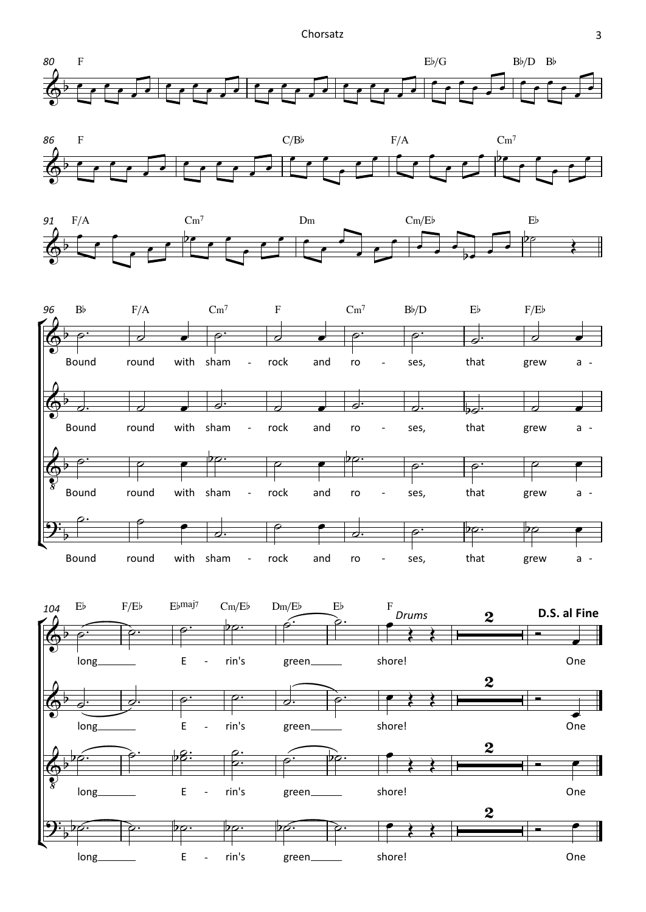Bound round with sham - rock and ro - ses, that grew a - long\_\_\_ E - rin's green\_\_\_ shore!

*Drums*

**D.S. al Fine**

One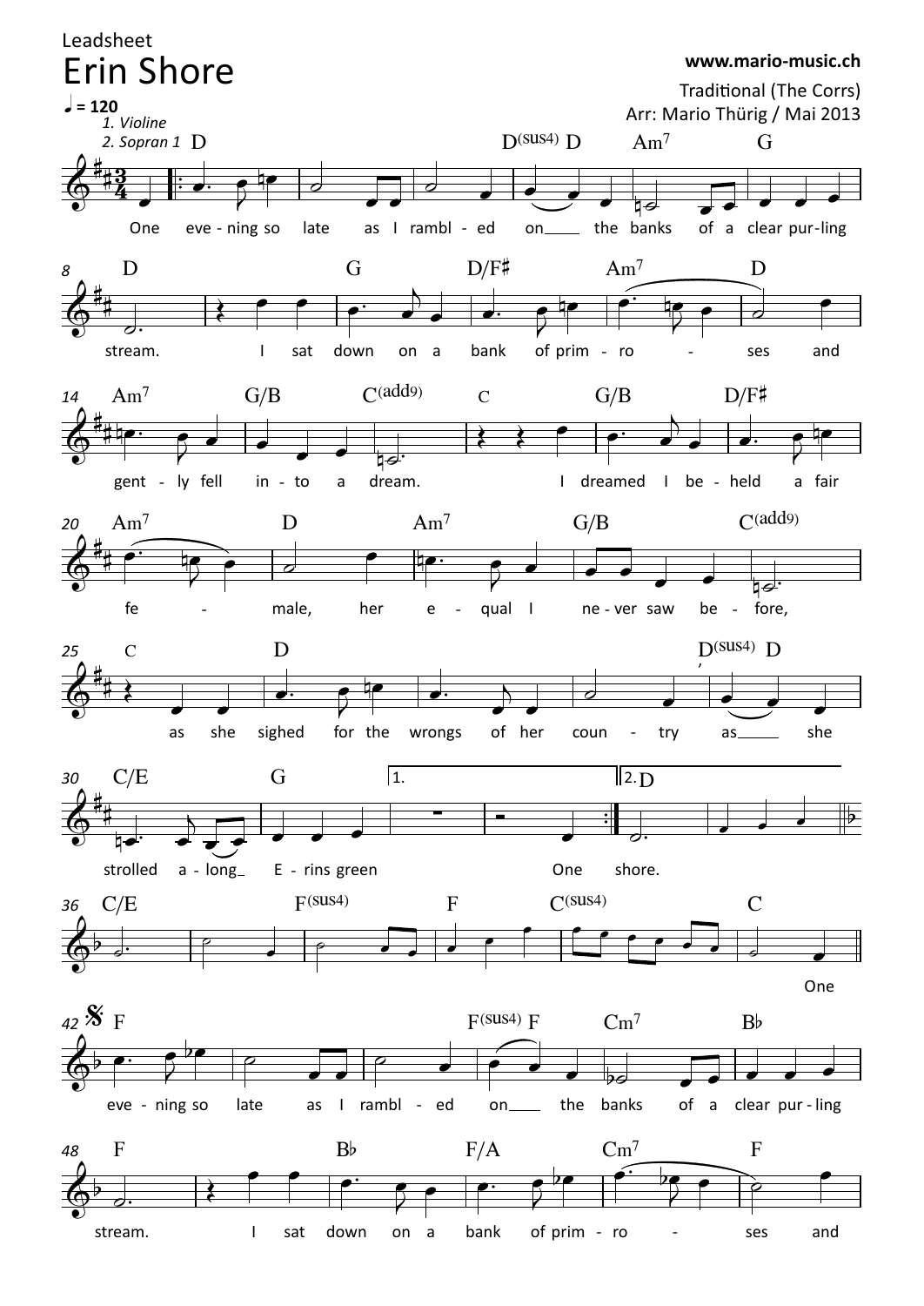Leadsheet

# Erin Shore

**www.mario-music.ch**

Traditional (The Corrs)
Arr: Mario Thürig / Mai 2013

♩ = 120

*1. Violine*
*2. Sopran 1*

D — D(sus4) D — Am7 — G
One eve - ning so late as I rambl - ed on___ the banks of a clear pur-ling

8 D — G — D/F♯ — Am7 — D
stream. I sat down on a bank of prim - ro - ses and

14 Am7 — G/B — C(add9) — C — G/B — D/F♯
gent - ly fell in - to a dream. I dreamed I be - held a fair

20 Am7 — D — Am7 — G/B — C(add9)
fe - male, her e - qual I ne - ver saw be - fore,

25 C — D — D(sus4) D
as she sighed for the wrongs of her coun - try as___ she

30 C/E — G — 1. — 2. D
strolled a - long_ E - rins green One shore.

36 C/E — F(sus4) — F — C(sus4) — C
One

42 𝄋 F — F(sus4) F — Cm7 — B♭
eve - ning so late as I rambl - ed on___ the banks of a clear pur - ling

48 F — B♭ — F/A — Cm7 — F
stream. I sat down on a bank of prim - ro - ses and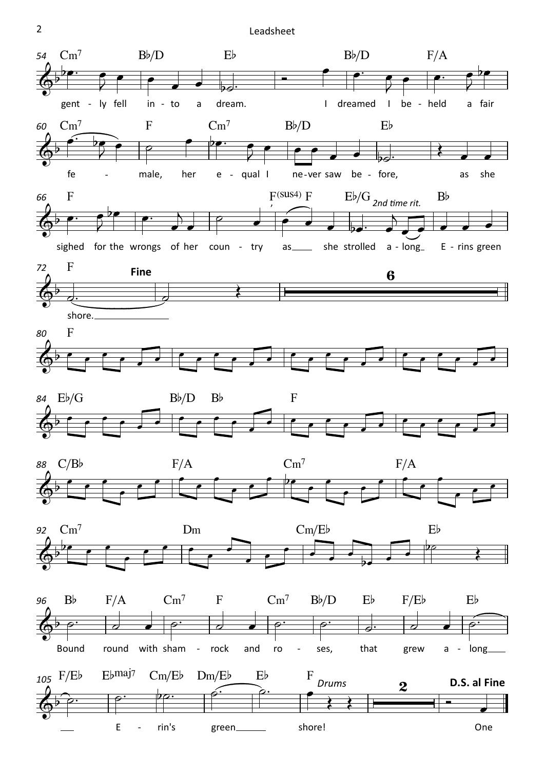54 Cm7 B♭/D E♭ B♭/D F/A

gent - ly fell in - to a dream. I dreamed I be - held a fair

60 Cm7 F Cm7 B♭/D E♭

fe - male, her e - qual I ne-ver saw be - fore, as she

66 F F(sus4) F E♭/G *2nd time rit.* B♭

sighed for the wrongs of her coun - try as___ she strolled a - long_ E - rins green

72 F **Fine** 6

shore.___

80 F

84 E♭/G B♭/D B♭ F

88 C/B♭ F/A Cm7 F/A

92 Cm7 Dm Cm/E♭ E♭

96 B♭ F/A Cm7 F Cm7 B♭/D E♭ F/E♭ E♭

Bound round with sham - rock and ro - ses, that grew a - long___

105 F/E♭ E♭maj7 Cm/E♭ Dm/E♭ E♭ F *Drums* 2 **D.S. al Fine**

___ E - rin's green___ shore! One